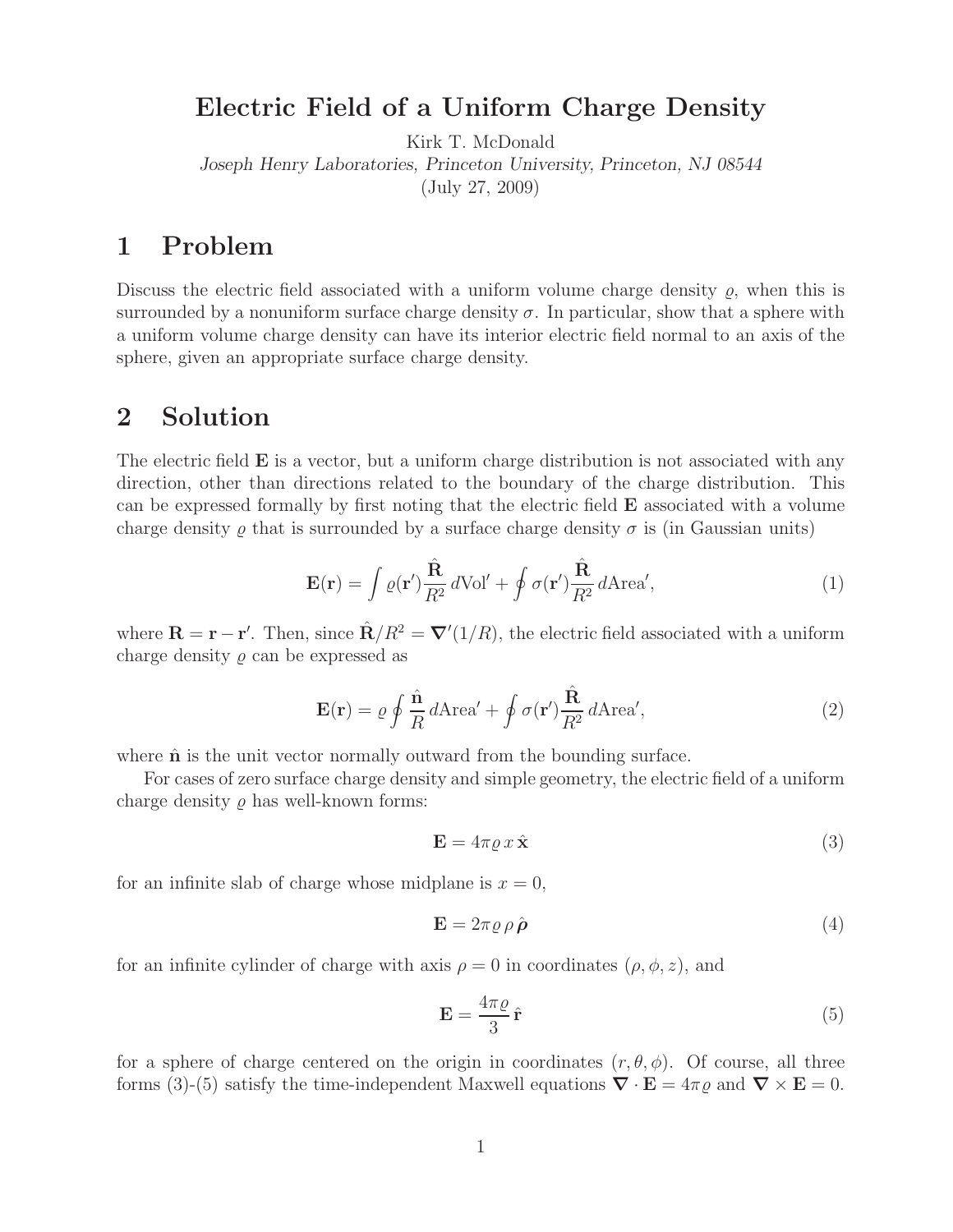# Electric Field of a Uniform Charge Density

Kirk T. McDonald

*Joseph Henry Laboratories, Princeton University, Princeton, NJ 08544*

(July 27, 2009)

## 1 Problem

Discuss the electric field associated with a uniform volume charge density $\varrho$, when this is surrounded by a nonuniform surface charge density $\sigma$. In particular, show that a sphere with a uniform volume charge density can have its interior electric field normal to an axis of the sphere, given an appropriate surface charge density.

## 2 Solution

The electric field $\mathbf{E}$ is a vector, but a uniform charge distribution is not associated with any direction, other than directions related to the boundary of the charge distribution. This can be expressed formally by first noting that the electric field $\mathbf{E}$ associated with a volume charge density $\varrho$ that is surrounded by a surface charge density $\sigma$ is (in Gaussian units)

$$\mathbf{E}(\mathbf{r}) = \int \varrho(\mathbf{r}') \frac{\hat{\mathbf{R}}}{R^2} \, d\text{Vol}' + \oint \sigma(\mathbf{r}') \frac{\hat{\mathbf{R}}}{R^2} \, d\text{Area}', \tag{1}$$

where $\mathbf{R} = \mathbf{r} - \mathbf{r}'$. Then, since $\hat{\mathbf{R}}/R^2 = \boldsymbol{\nabla}'(1/R)$, the electric field associated with a uniform charge density $\varrho$ can be expressed as

$$\mathbf{E}(\mathbf{r}) = \varrho \oint \frac{\hat{\mathbf{n}}}{R} \, d\text{Area}' + \oint \sigma(\mathbf{r}') \frac{\hat{\mathbf{R}}}{R^2} \, d\text{Area}', \tag{2}$$

where $\hat{\mathbf{n}}$ is the unit vector normally outward from the bounding surface.

For cases of zero surface charge density and simple geometry, the electric field of a uniform charge density $\varrho$ has well-known forms:

$$\mathbf{E} = 4\pi\varrho \, x \, \hat{\mathbf{x}} \tag{3}$$

for an infinite slab of charge whose midplane is $x = 0$,

$$\mathbf{E} = 2\pi\varrho \, \rho \, \hat{\boldsymbol{\rho}} \tag{4}$$

for an infinite cylinder of charge with axis $\rho = 0$ in coordinates $(\rho, \phi, z)$, and

$$\mathbf{E} = \frac{4\pi\varrho}{3} \, \hat{\mathbf{r}} \tag{5}$$

for a sphere of charge centered on the origin in coordinates $(r, \theta, \phi)$. Of course, all three forms (3)-(5) satisfy the time-independent Maxwell equations $\boldsymbol{\nabla} \cdot \mathbf{E} = 4\pi\varrho$ and $\boldsymbol{\nabla} \times \mathbf{E} = 0$.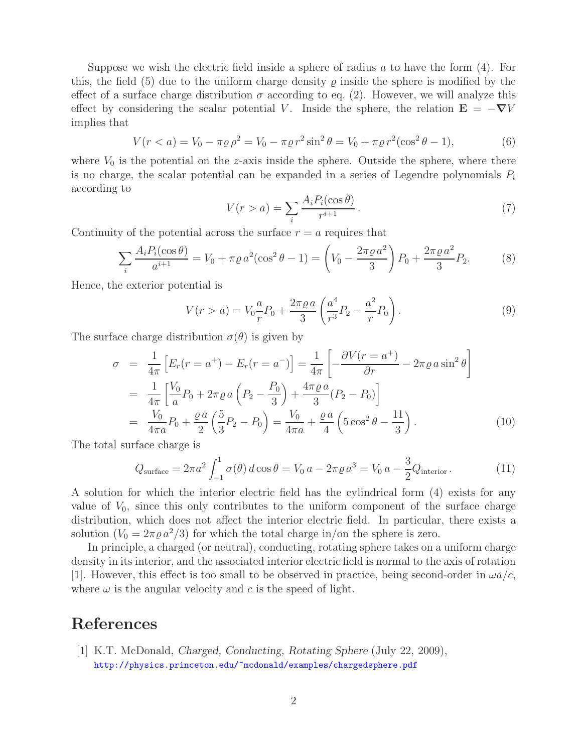Suppose we wish the electric field inside a sphere of radius $a$ to have the form (4). For this, the field (5) due to the uniform charge density $\varrho$ inside the sphere is modified by the effect of a surface charge distribution $\sigma$ according to eq. (2). However, we will analyze this effect by considering the scalar potential $V$. Inside the sphere, the relation $\mathbf{E} = -\boldsymbol{\nabla} V$ implies that

$$V(r < a) = V_0 - \pi\varrho\,\rho^2 = V_0 - \pi\varrho\, r^2 \sin^2\theta = V_0 + \pi\varrho\, r^2(\cos^2\theta - 1), \tag{6}$$

where $V_0$ is the potential on the $z$-axis inside the sphere. Outside the sphere, where there is no charge, the scalar potential can be expanded in a series of Legendre polynomials $P_i$ according to

$$V(r > a) = \sum_i \frac{A_i P_i(\cos\theta)}{r^{i+1}}. \tag{7}$$

Continuity of the potential across the surface $r = a$ requires that

$$\sum_i \frac{A_i P_i(\cos\theta)}{a^{i+1}} = V_0 + \pi\varrho\, a^2(\cos^2\theta - 1) = \left(V_0 - \frac{2\pi\varrho\, a^2}{3}\right) P_0 + \frac{2\pi\varrho\, a^2}{3} P_2. \tag{8}$$

Hence, the exterior potential is

$$V(r > a) = V_0 \frac{a}{r} P_0 + \frac{2\pi\varrho\, a}{3}\left(\frac{a^4}{r^3} P_2 - \frac{a^2}{r} P_0\right). \tag{9}$$

The surface charge distribution $\sigma(\theta)$ is given by

$$\begin{aligned}
\sigma &= \frac{1}{4\pi}\left[E_r(r = a^+) - E_r(r = a^-)\right] = \frac{1}{4\pi}\left[-\frac{\partial V(r = a^+)}{\partial r} - 2\pi\varrho\, a \sin^2\theta\right] \\
&= \frac{1}{4\pi}\left[\frac{V_0}{a} P_0 + 2\pi\varrho\, a\left(P_2 - \frac{P_0}{3}\right) + \frac{4\pi\varrho\, a}{3}(P_2 - P_0)\right] \\
&= \frac{V_0}{4\pi a} P_0 + \frac{\varrho\, a}{2}\left(\frac{5}{3} P_2 - P_0\right) = \frac{V_0}{4\pi a} + \frac{\varrho\, a}{4}\left(5\cos^2\theta - \frac{11}{3}\right).
\end{aligned} \tag{10}$$

The total surface charge is

$$Q_{\rm surface} = 2\pi a^2 \int_{-1}^{1} \sigma(\theta)\, d\cos\theta = V_0\, a - 2\pi\varrho\, a^3 = V_0\, a - \frac{3}{2} Q_{\rm interior}. \tag{11}$$

A solution for which the interior electric field has the cylindrical form (4) exists for any value of $V_0$, since this only contributes to the uniform component of the surface charge distribution, which does not affect the interior electric field. In particular, there exists a solution ($V_0 = 2\pi\varrho\, a^2/3$) for which the total charge in/on the sphere is zero.

In principle, a charged (or neutral), conducting, rotating sphere takes on a uniform charge density in its interior, and the associated interior electric field is normal to the axis of rotation [1]. However, this effect is too small to be observed in practice, being second-order in $\omega a/c$, where $\omega$ is the angular velocity and $c$ is the speed of light.

# References

[1] K.T. McDonald, *Charged, Conducting, Rotating Sphere* (July 22, 2009), http://physics.princeton.edu/~mcdonald/examples/chargedsphere.pdf